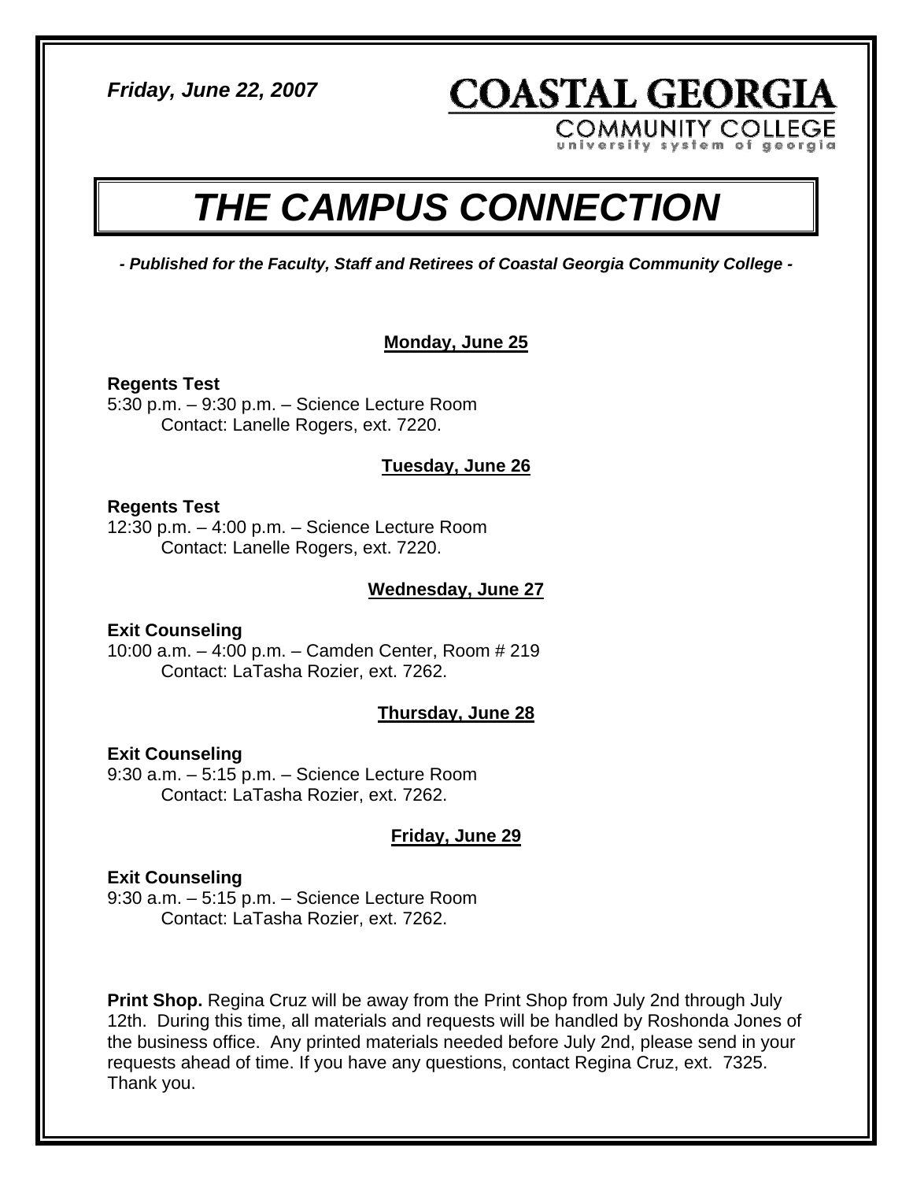*Friday, June 22, 2007*

**COASTAL GEORGIA**
COMMUNITY COLLEGE
university system of georgia

# *THE CAMPUS CONNECTION*

***- Published for the Faculty, Staff and Retirees of Coastal Georgia Community College -***

## Monday, June 25

**Regents Test**
5:30 p.m. – 9:30 p.m. – Science Lecture Room
Contact: Lanelle Rogers, ext. 7220.

## Tuesday, June 26

**Regents Test**
12:30 p.m. – 4:00 p.m. – Science Lecture Room
Contact: Lanelle Rogers, ext. 7220.

## Wednesday, June 27

**Exit Counseling**
10:00 a.m. – 4:00 p.m. – Camden Center, Room # 219
Contact: LaTasha Rozier, ext. 7262.

## Thursday, June 28

**Exit Counseling**
9:30 a.m. – 5:15 p.m. – Science Lecture Room
Contact: LaTasha Rozier, ext. 7262.

## Friday, June 29

**Exit Counseling**
9:30 a.m. – 5:15 p.m. – Science Lecture Room
Contact: LaTasha Rozier, ext. 7262.

**Print Shop.** Regina Cruz will be away from the Print Shop from July 2nd through July 12th. During this time, all materials and requests will be handled by Roshonda Jones of the business office. Any printed materials needed before July 2nd, please send in your requests ahead of time. If you have any questions, contact Regina Cruz, ext. 7325. Thank you.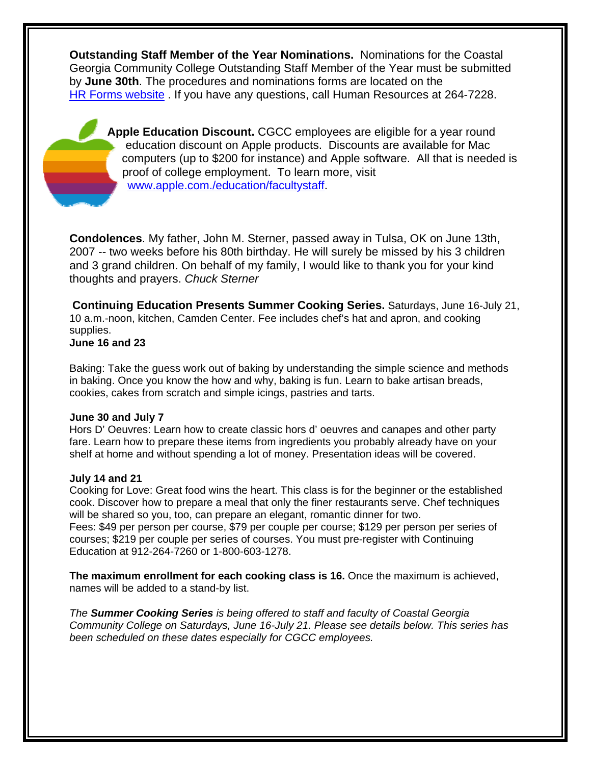**Outstanding Staff Member of the Year Nominations.** Nominations for the Coastal Georgia Community College Outstanding Staff Member of the Year must be submitted by **June 30th**. The procedures and nominations forms are located on the [HR Forms website](#) . If you have any questions, call Human Resources at 264-7228.

**Apple Education Discount.** CGCC employees are eligible for a year round education discount on Apple products. Discounts are available for Mac computers (up to $200 for instance) and Apple software. All that is needed is proof of college employment. To learn more, visit [www.apple.com./education/facultystaff](www.apple.com./education/facultystaff).

**Condolences**. My father, John M. Sterner, passed away in Tulsa, OK on June 13th, 2007 -- two weeks before his 80th birthday. He will surely be missed by his 3 children and 3 grand children. On behalf of my family, I would like to thank you for your kind thoughts and prayers. *Chuck Sterner*

**Continuing Education Presents Summer Cooking Series.** Saturdays, June 16-July 21, 10 a.m.-noon, kitchen, Camden Center. Fee includes chef's hat and apron, and cooking supplies.

**June 16 and 23**

Baking: Take the guess work out of baking by understanding the simple science and methods in baking. Once you know the how and why, baking is fun. Learn to bake artisan breads, cookies, cakes from scratch and simple icings, pastries and tarts.

**June 30 and July 7**

Hors D' Oeuvres: Learn how to create classic hors d' oeuvres and canapes and other party fare. Learn how to prepare these items from ingredients you probably already have on your shelf at home and without spending a lot of money. Presentation ideas will be covered.

**July 14 and 21**

Cooking for Love: Great food wins the heart. This class is for the beginner or the established cook. Discover how to prepare a meal that only the finer restaurants serve. Chef techniques will be shared so you, too, can prepare an elegant, romantic dinner for two.

Fees: $49 per person per course, $79 per couple per course; $129 per person per series of courses; $219 per couple per series of courses. You must pre-register with Continuing Education at 912-264-7260 or 1-800-603-1278.

**The maximum enrollment for each cooking class is 16.** Once the maximum is achieved, names will be added to a stand-by list.

*The **Summer Cooking Series** is being offered to staff and faculty of Coastal Georgia Community College on Saturdays, June 16-July 21. Please see details below. This series has been scheduled on these dates especially for CGCC employees.*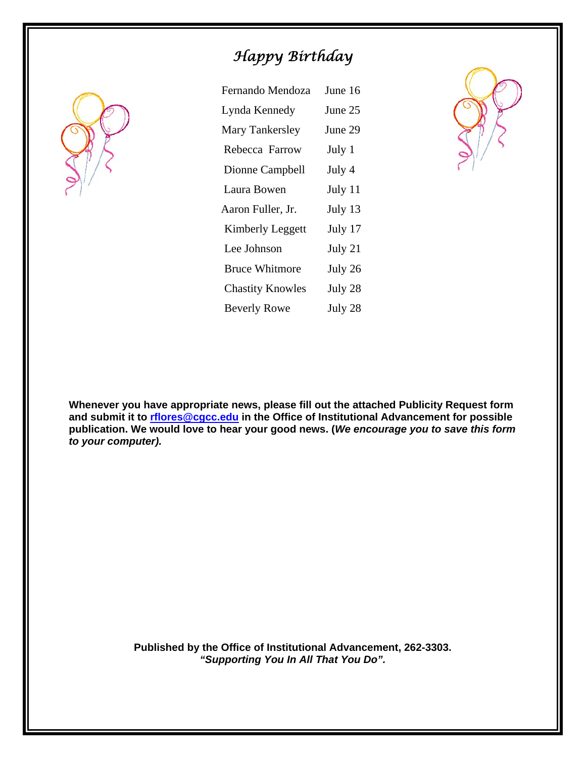# *Happy Birthday*

| | |
|---|---|
| Fernando Mendoza | June 16 |
| Lynda Kennedy | June 25 |
| Mary Tankersley | June 29 |
| Rebecca Farrow | July 1 |
| Dionne Campbell | July 4 |
| Laura Bowen | July 11 |
| Aaron Fuller, Jr. | July 13 |
| Kimberly Leggett | July 17 |
| Lee Johnson | July 21 |
| Bruce Whitmore | July 26 |
| Chastity Knowles | July 28 |
| Beverly Rowe | July 28 |

**Whenever you have appropriate news, please fill out the attached Publicity Request form and submit it to [rflores@cgcc.edu](mailto:rflores@cgcc.edu) in the Office of Institutional Advancement for possible publication. We would love to hear your good news. (*We encourage you to save this form to your computer).***

**Published by the Office of Institutional Advancement, 262-3303.**
***"Supporting You In All That You Do".***